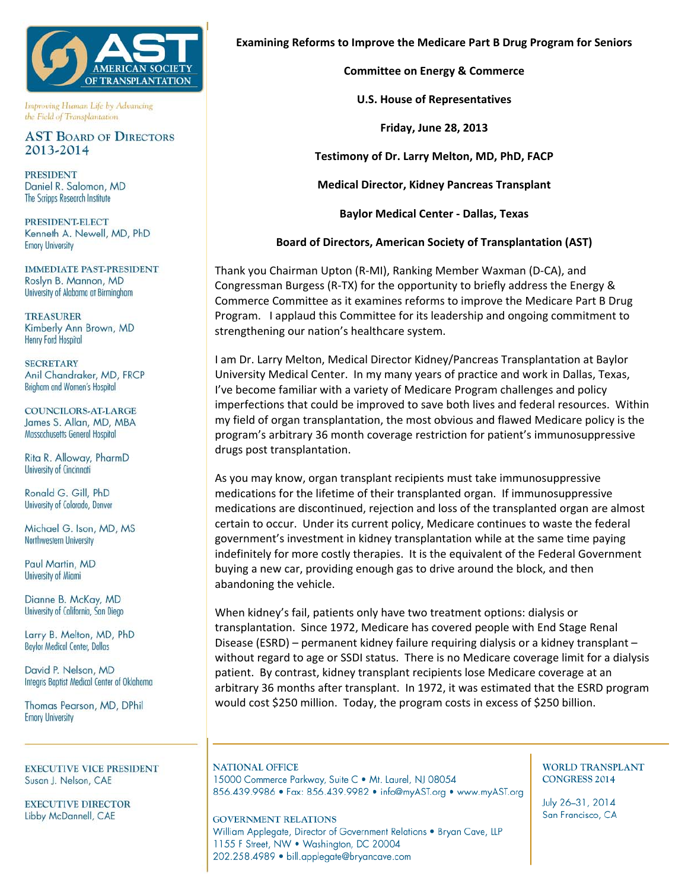AMERICAN SOCIETY OF TRANSPLANTATION

*Improving Human Life by Advancing the Field of Transplantation*

**AST BOARD OF DIRECTORS 2013-2014**

PRESIDENT
Daniel R. Salomon, MD
The Scripps Research Institute

PRESIDENT-ELECT
Kenneth A. Newell, MD, PhD
Emory University

IMMEDIATE PAST-PRESIDENT
Roslyn B. Mannon, MD
University of Alabama at Birmingham

TREASURER
Kimberly Ann Brown, MD
Henry Ford Hospital

SECRETARY
Anil Chandraker, MD, FRCP
Brigham and Women's Hospital

COUNCILORS-AT-LARGE
James S. Allan, MD, MBA
Massachusetts General Hospital

Rita R. Alloway, PharmD
University of Cincinnati

Ronald G. Gill, PhD
University of Colorado, Denver

Michael G. Ison, MD, MS
Northwestern University

Paul Martin, MD
University of Miami

Dianne B. McKay, MD
University of California, San Diego

Larry B. Melton, MD, PhD
Baylor Medical Center, Dallas

David P. Nelson, MD
Integris Baptist Medical Center of Oklahoma

Thomas Pearson, MD, DPhil
Emory University

EXECUTIVE VICE PRESIDENT
Susan J. Nelson, CAE

EXECUTIVE DIRECTOR
Libby McDannell, CAE

**Examining Reforms to Improve the Medicare Part B Drug Program for Seniors**

**Committee on Energy & Commerce**

**U.S. House of Representatives**

**Friday, June 28, 2013**

**Testimony of Dr. Larry Melton, MD, PhD, FACP**

**Medical Director, Kidney Pancreas Transplant**

**Baylor Medical Center - Dallas, Texas**

**Board of Directors, American Society of Transplantation (AST)**

Thank you Chairman Upton (R-MI), Ranking Member Waxman (D-CA), and Congressman Burgess (R-TX) for the opportunity to briefly address the Energy & Commerce Committee as it examines reforms to improve the Medicare Part B Drug Program. I applaud this Committee for its leadership and ongoing commitment to strengthening our nation's healthcare system.

I am Dr. Larry Melton, Medical Director Kidney/Pancreas Transplantation at Baylor University Medical Center. In my many years of practice and work in Dallas, Texas, I've become familiar with a variety of Medicare Program challenges and policy imperfections that could be improved to save both lives and federal resources. Within my field of organ transplantation, the most obvious and flawed Medicare policy is the program's arbitrary 36 month coverage restriction for patient's immunosuppressive drugs post transplantation.

As you may know, organ transplant recipients must take immunosuppressive medications for the lifetime of their transplanted organ. If immunosuppressive medications are discontinued, rejection and loss of the transplanted organ are almost certain to occur. Under its current policy, Medicare continues to waste the federal government's investment in kidney transplantation while at the same time paying indefinitely for more costly therapies. It is the equivalent of the Federal Government buying a new car, providing enough gas to drive around the block, and then abandoning the vehicle.

When kidney's fail, patients only have two treatment options: dialysis or transplantation. Since 1972, Medicare has covered people with End Stage Renal Disease (ESRD) – permanent kidney failure requiring dialysis or a kidney transplant – without regard to age or SSDI status. There is no Medicare coverage limit for a dialysis patient. By contrast, kidney transplant recipients lose Medicare coverage at an arbitrary 36 months after transplant. In 1972, it was estimated that the ESRD program would cost $250 million. Today, the program costs in excess of $250 billion.

NATIONAL OFFICE
15000 Commerce Parkway, Suite C • Mt. Laurel, NJ 08054
856.439.9986 • Fax: 856.439.9982 • info@myAST.org • www.myAST.org

GOVERNMENT RELATIONS
William Applegate, Director of Government Relations • Bryan Cave, LLP
1155 F Street, NW • Washington, DC 20004
202.258.4989 • bill.applegate@bryancave.com

WORLD TRANSPLANT CONGRESS 2014
July 26–31, 2014
San Francisco, CA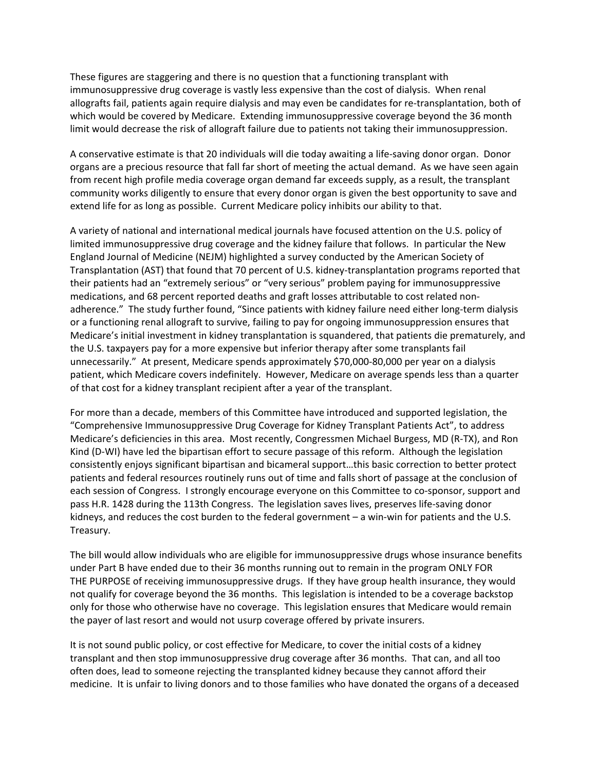These figures are staggering and there is no question that a functioning transplant with immunosuppressive drug coverage is vastly less expensive than the cost of dialysis. When renal allografts fail, patients again require dialysis and may even be candidates for re-transplantation, both of which would be covered by Medicare. Extending immunosuppressive coverage beyond the 36 month limit would decrease the risk of allograft failure due to patients not taking their immunosuppression.

A conservative estimate is that 20 individuals will die today awaiting a life-saving donor organ. Donor organs are a precious resource that fall far short of meeting the actual demand. As we have seen again from recent high profile media coverage organ demand far exceeds supply, as a result, the transplant community works diligently to ensure that every donor organ is given the best opportunity to save and extend life for as long as possible. Current Medicare policy inhibits our ability to that.

A variety of national and international medical journals have focused attention on the U.S. policy of limited immunosuppressive drug coverage and the kidney failure that follows. In particular the New England Journal of Medicine (NEJM) highlighted a survey conducted by the American Society of Transplantation (AST) that found that 70 percent of U.S. kidney-transplantation programs reported that their patients had an "extremely serious" or "very serious" problem paying for immunosuppressive medications, and 68 percent reported deaths and graft losses attributable to cost related non-adherence." The study further found, "Since patients with kidney failure need either long-term dialysis or a functioning renal allograft to survive, failing to pay for ongoing immunosuppression ensures that Medicare's initial investment in kidney transplantation is squandered, that patients die prematurely, and the U.S. taxpayers pay for a more expensive but inferior therapy after some transplants fail unnecessarily." At present, Medicare spends approximately $70,000-80,000 per year on a dialysis patient, which Medicare covers indefinitely. However, Medicare on average spends less than a quarter of that cost for a kidney transplant recipient after a year of the transplant.

For more than a decade, members of this Committee have introduced and supported legislation, the "Comprehensive Immunosuppressive Drug Coverage for Kidney Transplant Patients Act", to address Medicare's deficiencies in this area. Most recently, Congressmen Michael Burgess, MD (R-TX), and Ron Kind (D-WI) have led the bipartisan effort to secure passage of this reform. Although the legislation consistently enjoys significant bipartisan and bicameral support…this basic correction to better protect patients and federal resources routinely runs out of time and falls short of passage at the conclusion of each session of Congress. I strongly encourage everyone on this Committee to co-sponsor, support and pass H.R. 1428 during the 113th Congress. The legislation saves lives, preserves life-saving donor kidneys, and reduces the cost burden to the federal government – a win-win for patients and the U.S. Treasury.

The bill would allow individuals who are eligible for immunosuppressive drugs whose insurance benefits under Part B have ended due to their 36 months running out to remain in the program ONLY FOR THE PURPOSE of receiving immunosuppressive drugs. If they have group health insurance, they would not qualify for coverage beyond the 36 months. This legislation is intended to be a coverage backstop only for those who otherwise have no coverage. This legislation ensures that Medicare would remain the payer of last resort and would not usurp coverage offered by private insurers.

It is not sound public policy, or cost effective for Medicare, to cover the initial costs of a kidney transplant and then stop immunosuppressive drug coverage after 36 months. That can, and all too often does, lead to someone rejecting the transplanted kidney because they cannot afford their medicine. It is unfair to living donors and to those families who have donated the organs of a deceased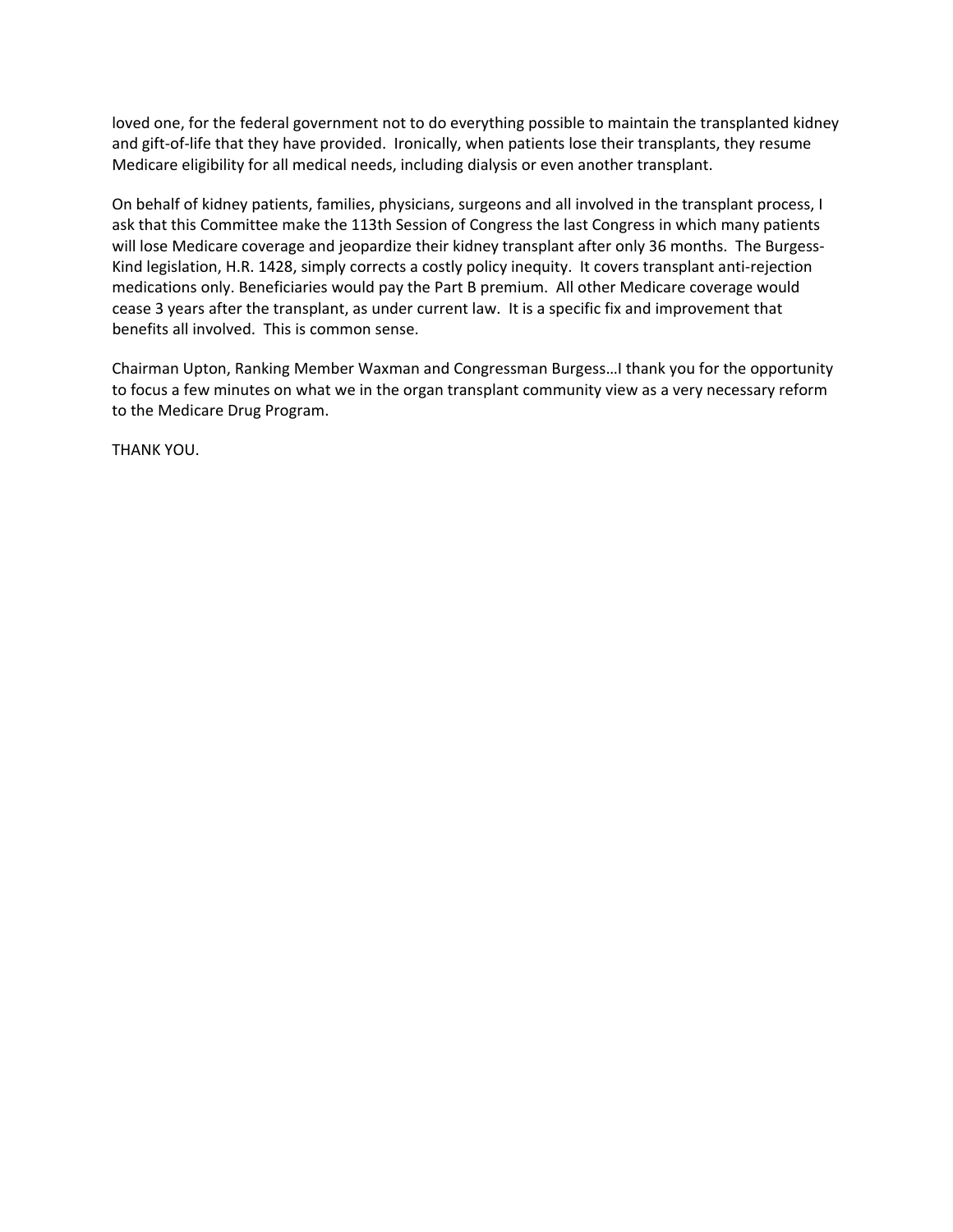loved one, for the federal government not to do everything possible to maintain the transplanted kidney and gift-of-life that they have provided. Ironically, when patients lose their transplants, they resume Medicare eligibility for all medical needs, including dialysis or even another transplant.

On behalf of kidney patients, families, physicians, surgeons and all involved in the transplant process, I ask that this Committee make the 113th Session of Congress the last Congress in which many patients will lose Medicare coverage and jeopardize their kidney transplant after only 36 months. The Burgess-Kind legislation, H.R. 1428, simply corrects a costly policy inequity. It covers transplant anti-rejection medications only. Beneficiaries would pay the Part B premium. All other Medicare coverage would cease 3 years after the transplant, as under current law. It is a specific fix and improvement that benefits all involved. This is common sense.

Chairman Upton, Ranking Member Waxman and Congressman Burgess…I thank you for the opportunity to focus a few minutes on what we in the organ transplant community view as a very necessary reform to the Medicare Drug Program.

THANK YOU.